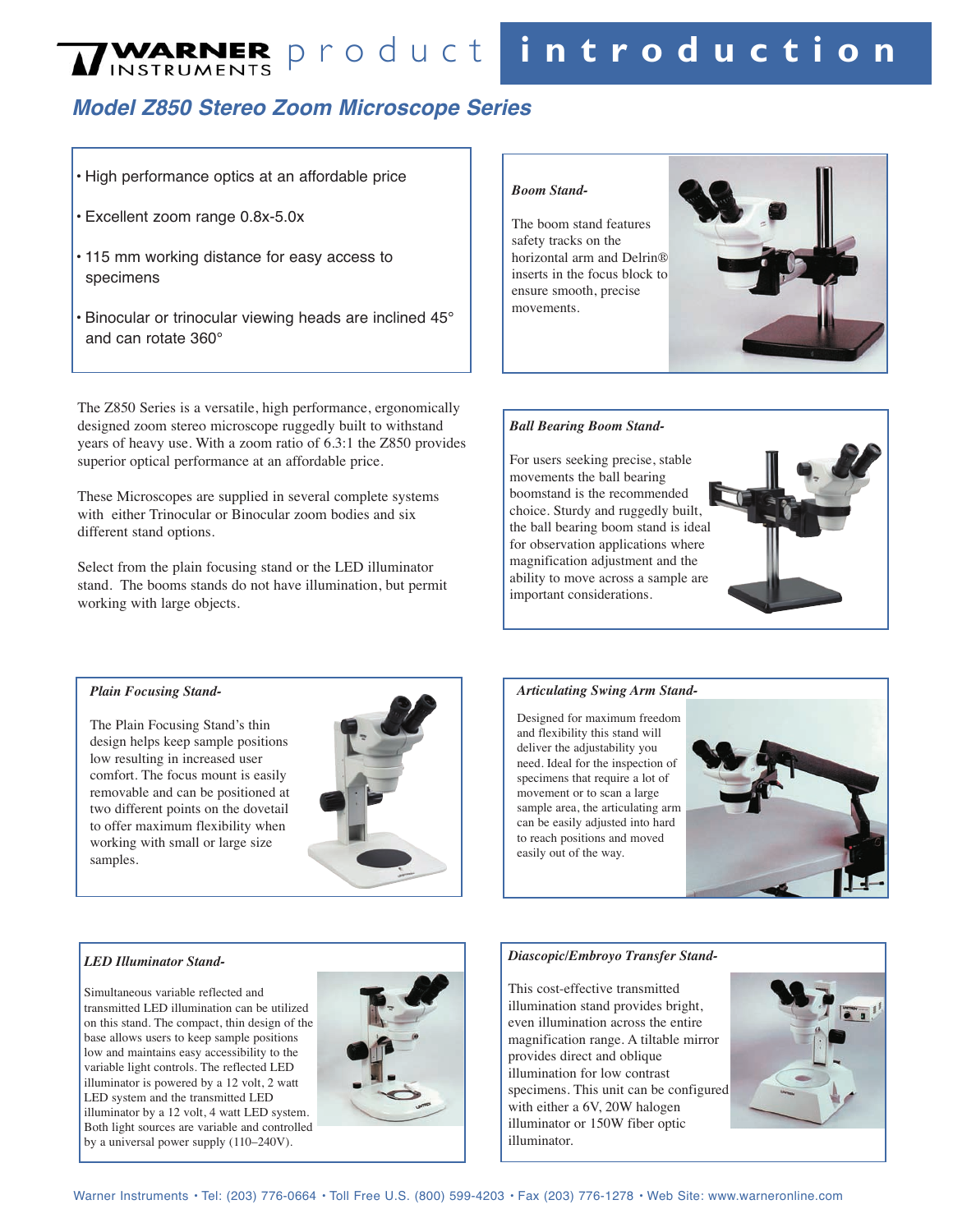# WARNER INSTRUMENTS product introduction

## Model Z850 Stereo Zoom Microscope Series

- High performance optics at an affordable price
- Excellent zoom range 0.8x-5.0x
- 115 mm working distance for easy access to specimens
- Binocular or trinocular viewing heads are inclined 45° and can rotate 360°

The Z850 Series is a versatile, high performance, ergonomically designed zoom stereo microscope ruggedly built to withstand years of heavy use. With a zoom ratio of 6.3:1 the Z850 provides superior optical performance at an affordable price.

These Microscopes are supplied in several complete systems with either Trinocular or Binocular zoom bodies and six different stand options.

Select from the plain focusing stand or the LED illuminator stand. The booms stands do not have illumination, but permit working with large objects.

***Boom Stand-***

The boom stand features safety tracks on the horizontal arm and Delrin® inserts in the focus block to ensure smooth, precise movements.

***Ball Bearing Boom Stand-***

For users seeking precise, stable movements the ball bearing boomstand is the recommended choice. Sturdy and ruggedly built, the ball bearing boom stand is ideal for observation applications where magnification adjustment and the ability to move across a sample are important considerations.

***Plain Focusing Stand-***

The Plain Focusing Stand's thin design helps keep sample positions low resulting in increased user comfort. The focus mount is easily removable and can be positioned at two different points on the dovetail to offer maximum flexibility when working with small or large size samples.

***Articulating Swing Arm Stand-***

Designed for maximum freedom and flexibility this stand will deliver the adjustability you need. Ideal for the inspection of specimens that require a lot of movement or to scan a large sample area, the articulating arm can be easily adjusted into hard to reach positions and moved easily out of the way.

***LED Illuminator Stand-***

Simultaneous variable reflected and transmitted LED illumination can be utilized on this stand. The compact, thin design of the base allows users to keep sample positions low and maintains easy accessibility to the variable light controls. The reflected LED illuminator is powered by a 12 volt, 2 watt LED system and the transmitted LED illuminator by a 12 volt, 4 watt LED system. Both light sources are variable and controlled by a universal power supply (110–240V).

***Diascopic/Embroyo Transfer Stand-***

This cost-effective transmitted illumination stand provides bright, even illumination across the entire magnification range. A tiltable mirror provides direct and oblique illumination for low contrast specimens. This unit can be configured with either a 6V, 20W halogen illuminator or 150W fiber optic illuminator.

Warner Instruments • Tel: (203) 776-0664 • Toll Free U.S. (800) 599-4203 • Fax (203) 776-1278 • Web Site: www.warneronline.com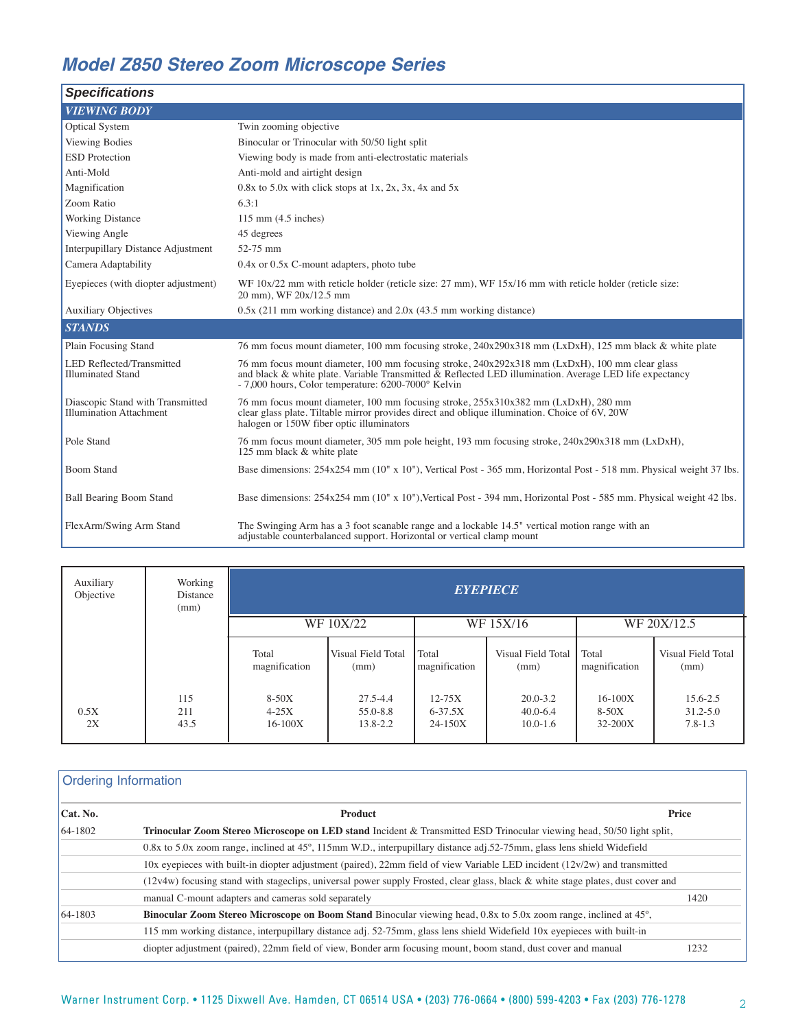# Model Z850 Stereo Zoom Microscope Series

## Specifications

| *VIEWING BODY* | |
|---|---|
| Optical System | Twin zooming objective |
| Viewing Bodies | Binocular or Trinocular with 50/50 light split |
| ESD Protection | Viewing body is made from anti-electrostatic materials |
| Anti-Mold | Anti-mold and airtight design |
| Magnification | 0.8x to 5.0x with click stops at 1x, 2x, 3x, 4x and 5x |
| Zoom Ratio | 6.3:1 |
| Working Distance | 115 mm (4.5 inches) |
| Viewing Angle | 45 degrees |
| Interpupillary Distance Adjustment | 52-75 mm |
| Camera Adaptability | 0.4x or 0.5x C-mount adapters, photo tube |
| Eyepieces (with diopter adjustment) | WF 10x/22 mm with reticle holder (reticle size: 27 mm), WF 15x/16 mm with reticle holder (reticle size: 20 mm), WF 20x/12.5 mm |
| Auxiliary Objectives | 0.5x (211 mm working distance) and 2.0x (43.5 mm working distance) |
| ***STANDS*** | |
| Plain Focusing Stand | 76 mm focus mount diameter, 100 mm focusing stroke, 240x290x318 mm (LxDxH), 125 mm black & white plate |
| LED Reflected/Transmitted Illuminated Stand | 76 mm focus mount diameter, 100 mm focusing stroke, 240x292x318 mm (LxDxH), 100 mm clear glass and black & white plate. Variable Transmitted & Reflected LED illumination. Average LED life expectancy - 7,000 hours, Color temperature: 6200-7000° Kelvin |
| Diascopic Stand with Transmitted Illumination Attachment | 76 mm focus mount diameter, 100 mm focusing stroke, 255x310x382 mm (LxDxH), 280 mm clear glass plate. Tiltable mirror provides direct and oblique illumination. Choice of 6V, 20W halogen or 150W fiber optic illuminators |
| Pole Stand | 76 mm focus mount diameter, 305 mm pole height, 193 mm focusing stroke, 240x290x318 mm (LxDxH), 125 mm black & white plate |
| Boom Stand | Base dimensions: 254x254 mm (10" x 10"), Vertical Post - 365 mm, Horizontal Post - 518 mm. Physical weight 37 lbs. |
| Ball Bearing Boom Stand | Base dimensions: 254x254 mm (10" x 10"),Vertical Post - 394 mm, Horizontal Post - 585 mm. Physical weight 42 lbs. |
| FlexArm/Swing Arm Stand | The Swinging Arm has a 3 foot scanable range and a lockable 14.5" vertical motion range with an adjustable counterbalanced support. Horizontal or vertical clamp mount |

| Auxiliary Objective | Working Distance (mm) | *EYEPIECE* | | | | | |
|---|---|---|---|---|---|---|---|
| | | WF 10X/22 | | WF 15X/16 | | WF 20X/12.5 | |
| | | Total magnification | Visual Field Total (mm) | Total magnification | Visual Field Total (mm) | Total magnification | Visual Field Total (mm) |
| | 115 | 8-50X | 27.5-4.4 | 12-75X | 20.0-3.2 | 16-100X | 15.6-2.5 |
| 0.5X | 211 | 4-25X | 55.0-8.8 | 6-37.5X | 40.0-6.4 | 8-50X | 31.2-5.0 |
| 2X | 43.5 | 16-100X | 13.8-2.2 | 24-150X | 10.0-1.6 | 32-200X | 7.8-1.3 |

## Ordering Information

| Cat. No. | Product | Price |
|---|---|---|
| 64-1802 | **Trinocular Zoom Stereo Microscope on LED stand** Incident & Transmitted ESD Trinocular viewing head, 50/50 light split, 0.8x to 5.0x zoom range, inclined at 45º, 115mm W.D., interpupillary distance adj.52-75mm, glass lens shield Widefield 10x eyepieces with built-in diopter adjustment (paired), 22mm field of view Variable LED incident (12v/2w) and transmitted (12v4w) focusing stand with stageclips, universal power supply Frosted, clear glass, black & white stage plates, dust cover and manual C-mount adapters and cameras sold separately | 1420 |
| 64-1803 | **Binocular Zoom Stereo Microscope on Boom Stand** Binocular viewing head, 0.8x to 5.0x zoom range, inclined at 45º, 115 mm working distance, interpupillary distance adj. 52-75mm, glass lens shield Widefield 10x eyepieces with built-in diopter adjustment (paired), 22mm field of view, Bonder arm focusing mount, boom stand, dust cover and manual | 1232 |

Warner Instrument Corp. • 1125 Dixwell Ave. Hamden, CT 06514 USA • (203) 776-0664 • (800) 599-4203 • Fax (203) 776-1278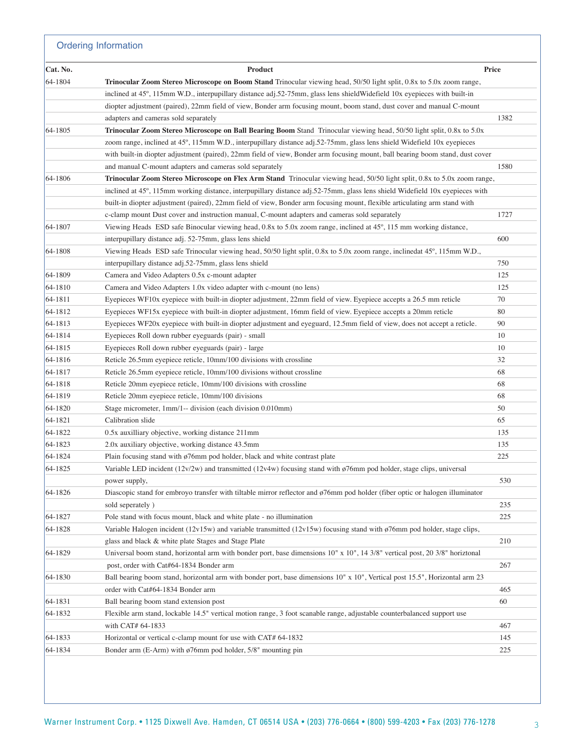## Ordering Information

| Cat. No. | Product | Price |
|---|---|---|
| 64-1804 | **Trinocular Zoom Stereo Microscope on Boom Stand** Trinocular viewing head, 50/50 light split, 0.8x to 5.0x zoom range, inclined at 45º, 115mm W.D., interpupillary distance adj.52-75mm, glass lens shieldWidefield 10x eyepieces with built-in diopter adjustment (paired), 22mm field of view, Bonder arm focusing mount, boom stand, dust cover and manual C-mount adapters and cameras sold separately | 1382 |
| 64-1805 | **Trinocular Zoom Stereo Microscope on Ball Bearing Boom** Stand Trinocular viewing head, 50/50 light split, 0.8x to 5.0x zoom range, inclined at 45º, 115mm W.D., interpupillary distance adj.52-75mm, glass lens shield Widefield 10x eyepieces with built-in diopter adjustment (paired), 22mm field of view, Bonder arm focusing mount, ball bearing boom stand, dust cover and manual C-mount adapters and cameras sold separately | 1580 |
| 64-1806 | **Trinocular Zoom Stereo Microscope on Flex Arm Stand** Trinocular viewing head, 50/50 light split, 0.8x to 5.0x zoom range, inclined at 45º, 115mm working distance, interpupillary distance adj.52-75mm, glass lens shield Widefield 10x eyepieces with built-in diopter adjustment (paired), 22mm field of view, Bonder arm focusing mount, flexible articulating arm stand with c-clamp mount Dust cover and instruction manual, C-mount adapters and cameras sold separately | 1727 |
| 64-1807 | Viewing Heads ESD safe Binocular viewing head, 0.8x to 5.0x zoom range, inclined at 45º, 115 mm working distance, interpupillary distance adj. 52-75mm, glass lens shield | 600 |
| 64-1808 | Viewing Heads ESD safe Trinocular viewing head, 50/50 light split, 0.8x to 5.0x zoom range, inclinedat 45º, 115mm W.D., interpupillary distance adj.52-75mm, glass lens shield | 750 |
| 64-1809 | Camera and Video Adapters 0.5x c-mount adapter | 125 |
| 64-1810 | Camera and Video Adapters 1.0x video adapter with c-mount (no lens) | 125 |
| 64-1811 | Eyepieces WF10x eyepiece with built-in diopter adjustment, 22mm field of view. Eyepiece accepts a 26.5 mm reticle | 70 |
| 64-1812 | Eyepieces WF15x eyepiece with built-in diopter adjustment, 16mm field of view. Eyepiece accepts a 20mm reticle | 80 |
| 64-1813 | Eyepieces WF20x eyepiece with built-in diopter adjustment and eyeguard, 12.5mm field of view, does not accept a reticle. | 90 |
| 64-1814 | Eyepieces Roll down rubber eyeguards (pair) - small | 10 |
| 64-1815 | Eyepieces Roll down rubber eyeguards (pair) - large | 10 |
| 64-1816 | Reticle 26.5mm eyepiece reticle, 10mm/100 divisions with crossline | 32 |
| 64-1817 | Reticle 26.5mm eyepiece reticle, 10mm/100 divisions without crossline | 68 |
| 64-1818 | Reticle 20mm eyepiece reticle, 10mm/100 divisions with crossline | 68 |
| 64-1819 | Reticle 20mm eyepiece reticle, 10mm/100 divisions | 68 |
| 64-1820 | Stage micrometer, 1mm/1-- division (each division 0.010mm) | 50 |
| 64-1821 | Calibration slide | 65 |
| 64-1822 | 0.5x auxilliary objective, working distance 211mm | 135 |
| 64-1823 | 2.0x auxiliary objective, working distance 43.5mm | 135 |
| 64-1824 | Plain focusing stand with ø76mm pod holder, black and white contrast plate | 225 |
| 64-1825 | Variable LED incident (12v/2w) and transmitted (12v4w) focusing stand with ø76mm pod holder, stage clips, universal power supply, | 530 |
| 64-1826 | Diascopic stand for embroyo transfer with tiltable mirror reflector and ø76mm pod holder (fiber optic or halogen illuminator sold seperately ) | 235 |
| 64-1827 | Pole stand with focus mount, black and white plate - no illumination | 225 |
| 64-1828 | Variable Halogen incident (12v15w) and variable transmitted (12v15w) focusing stand with ø76mm pod holder, stage clips, glass and black & white plate Stages and Stage Plate | 210 |
| 64-1829 | Universal boom stand, horizontal arm with bonder port, base dimensions 10" x 10", 14 3/8" vertical post, 20 3/8" horiztonal post, order with Cat#64-1834 Bonder arm | 267 |
| 64-1830 | Ball bearing boom stand, horizontal arm with bonder port, base dimensions 10" x 10", Vertical post 15.5", Horizontal arm 23 order with Cat#64-1834 Bonder arm | 465 |
| 64-1831 | Ball bearing boom stand extension post | 60 |
| 64-1832 | Flexible arm stand, lockable 14.5" vertical motion range, 3 foot scanable range, adjustable counterbalanced support use with CAT# 64-1833 | 467 |
| 64-1833 | Horizontal or vertical c-clamp mount for use with CAT# 64-1832 | 145 |
| 64-1834 | Bonder arm (E-Arm) with ø76mm pod holder, 5/8" mounting pin | 225 |

Warner Instrument Corp. • 1125 Dixwell Ave. Hamden, CT 06514 USA • (203) 776-0664 • (800) 599-4203 • Fax (203) 776-1278